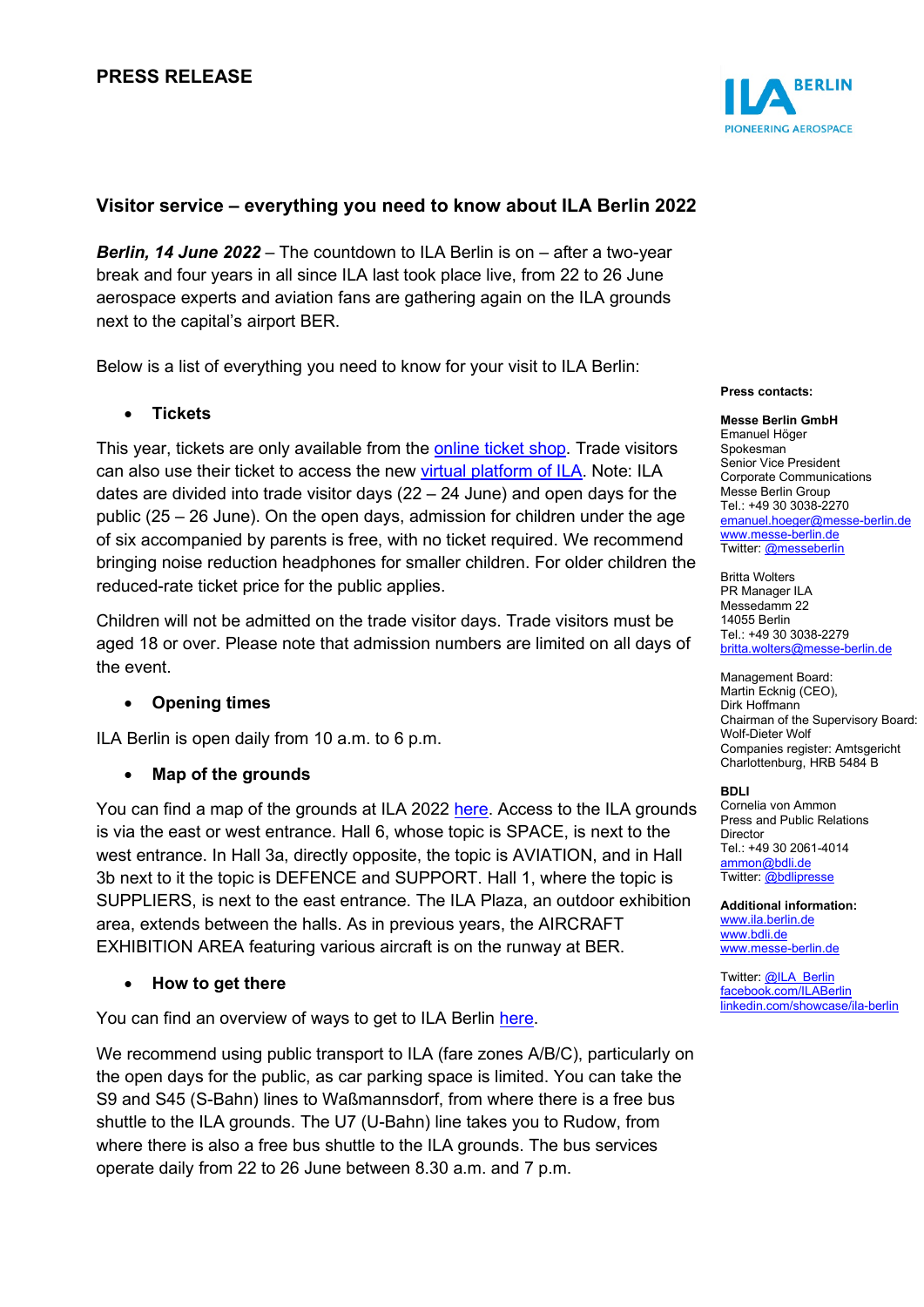# PRESS RELEASE

## Visitor service – everything you need to know about ILA Berlin 2022

***Berlin, 14 June 2022*** – The countdown to ILA Berlin is on – after a two-year break and four years in all since ILA last took place live, from 22 to 26 June aerospace experts and aviation fans are gathering again on the ILA grounds next to the capital's airport BER.

Below is a list of everything you need to know for your visit to ILA Berlin:

- **Tickets**

This year, tickets are only available from the online ticket shop. Trade visitors can also use their ticket to access the new virtual platform of ILA. Note: ILA dates are divided into trade visitor days (22 – 24 June) and open days for the public (25 – 26 June). On the open days, admission for children under the age of six accompanied by parents is free, with no ticket required. We recommend bringing noise reduction headphones for smaller children. For older children the reduced-rate ticket price for the public applies.

Children will not be admitted on the trade visitor days. Trade visitors must be aged 18 or over. Please note that admission numbers are limited on all days of the event.

- **Opening times**

ILA Berlin is open daily from 10 a.m. to 6 p.m.

- **Map of the grounds**

You can find a map of the grounds at ILA 2022 here. Access to the ILA grounds is via the east or west entrance. Hall 6, whose topic is SPACE, is next to the west entrance. In Hall 3a, directly opposite, the topic is AVIATION, and in Hall 3b next to it the topic is DEFENCE and SUPPORT. Hall 1, where the topic is SUPPLIERS, is next to the east entrance. The ILA Plaza, an outdoor exhibition area, extends between the halls. As in previous years, the AIRCRAFT EXHIBITION AREA featuring various aircraft is on the runway at BER.

- **How to get there**

You can find an overview of ways to get to ILA Berlin here.

We recommend using public transport to ILA (fare zones A/B/C), particularly on the open days for the public, as car parking space is limited. You can take the S9 and S45 (S-Bahn) lines to Waßmannsdorf, from where there is a free bus shuttle to the ILA grounds. The U7 (U-Bahn) line takes you to Rudow, from where there is also a free bus shuttle to the ILA grounds. The bus services operate daily from 22 to 26 June between 8.30 a.m. and 7 p.m.

---

**Press contacts:**

**Messe Berlin GmbH**
Emanuel Höger
Spokesman
Senior Vice President
Corporate Communications
Messe Berlin Group
Tel.: +49 30 3038-2270
emanuel.hoeger@messe-berlin.de
www.messe-berlin.de
Twitter: @messeberlin

Britta Wolters
PR Manager ILA
Messedamm 22
14055 Berlin
Tel.: +49 30 3038-2279
britta.wolters@messe-berlin.de

Management Board:
Martin Ecknig (CEO),
Dirk Hoffmann
Chairman of the Supervisory Board:
Wolf-Dieter Wolf
Companies register: Amtsgericht
Charlottenburg, HRB 5484 B

**BDLI**
Cornelia von Ammon
Press and Public Relations
Director
Tel.: +49 30 2061-4014
ammon@bdli.de
Twitter: @bdlipresse

**Additional information:**
www.ila.berlin.de
www.bdli.de
www.messe-berlin.de

Twitter: @ILA_Berlin
facebook.com/ILABerlin
linkedin.com/showcase/ila-berlin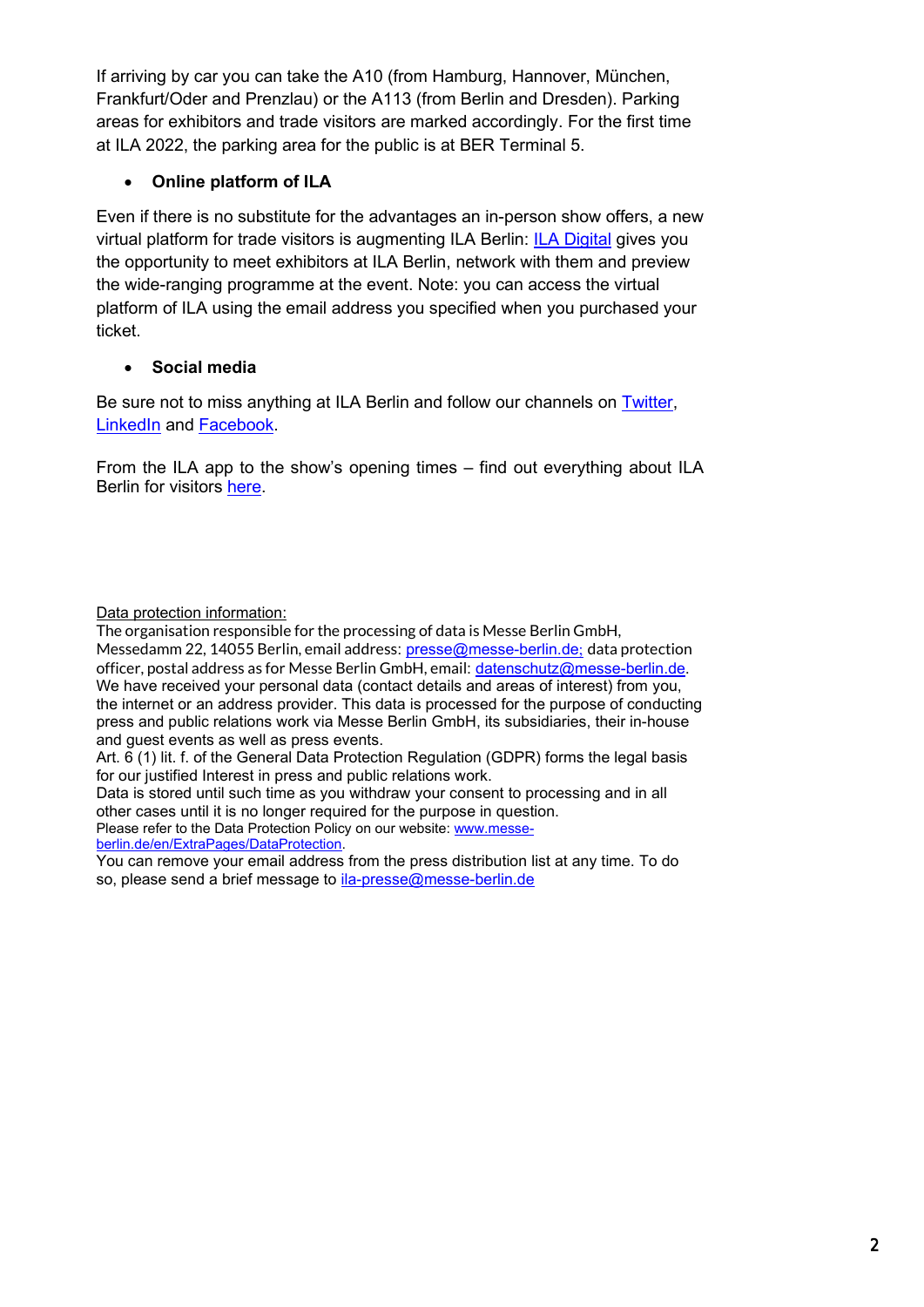If arriving by car you can take the A10 (from Hamburg, Hannover, München, Frankfurt/Oder and Prenzlau) or the A113 (from Berlin and Dresden). Parking areas for exhibitors and trade visitors are marked accordingly. For the first time at ILA 2022, the parking area for the public is at BER Terminal 5.

- **Online platform of ILA**

Even if there is no substitute for the advantages an in-person show offers, a new virtual platform for trade visitors is augmenting ILA Berlin: ILA Digital gives you the opportunity to meet exhibitors at ILA Berlin, network with them and preview the wide-ranging programme at the event. Note: you can access the virtual platform of ILA using the email address you specified when you purchased your ticket.

- **Social media**

Be sure not to miss anything at ILA Berlin and follow our channels on Twitter, LinkedIn and Facebook.

From the ILA app to the show's opening times – find out everything about ILA Berlin for visitors here.

Data protection information:
The organisation responsible for the processing of data is Messe Berlin GmbH, Messedamm 22, 14055 Berlin, email address: presse@messe-berlin.de; data protection officer, postal address as for Messe Berlin GmbH, email: datenschutz@messe-berlin.de.
We have received your personal data (contact details and areas of interest) from you, the internet or an address provider. This data is processed for the purpose of conducting press and public relations work via Messe Berlin GmbH, its subsidiaries, their in-house and guest events as well as press events.
Art. 6 (1) lit. f. of the General Data Protection Regulation (GDPR) forms the legal basis for our justified Interest in press and public relations work.
Data is stored until such time as you withdraw your consent to processing and in all other cases until it is no longer required for the purpose in question.
Please refer to the Data Protection Policy on our website: www.messe-berlin.de/en/ExtraPages/DataProtection.
You can remove your email address from the press distribution list at any time. To do so, please send a brief message to ila-presse@messe-berlin.de